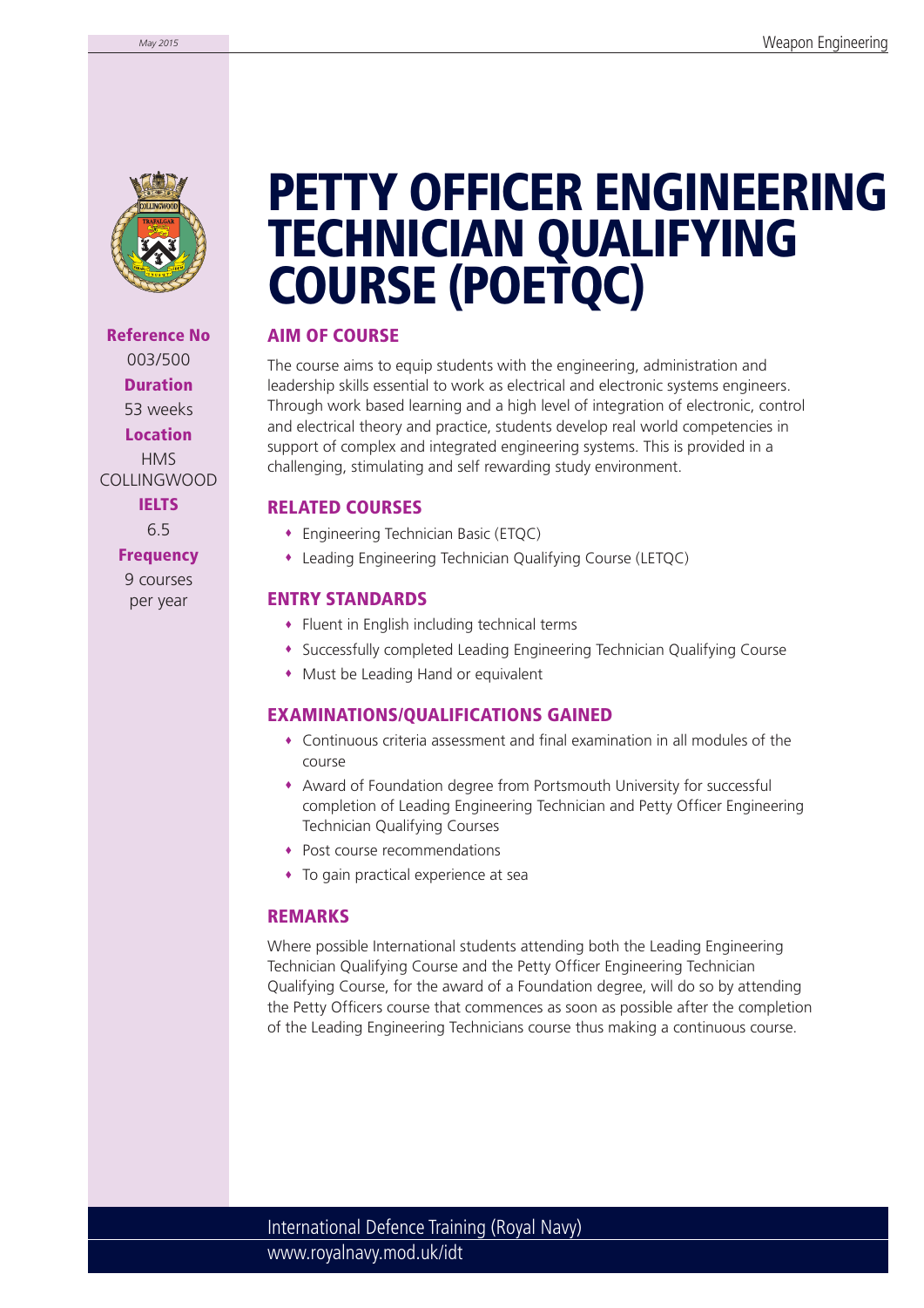# PETTY OFFICER ENGINEERING TECHNICIAN QUALIFYING COURSE (POETQC)

**Reference No**
003/500

**Duration**
53 weeks

**Location**
HMS COLLINGWOOD

**IELTS**
6.5

**Frequency**
9 courses per year

## AIM OF COURSE

The course aims to equip students with the engineering, administration and leadership skills essential to work as electrical and electronic systems engineers. Through work based learning and a high level of integration of electronic, control and electrical theory and practice, students develop real world competencies in support of complex and integrated engineering systems. This is provided in a challenging, stimulating and self rewarding study environment.

## RELATED COURSES

- Engineering Technician Basic (ETQC)
- Leading Engineering Technician Qualifying Course (LETQC)

## ENTRY STANDARDS

- Fluent in English including technical terms
- Successfully completed Leading Engineering Technician Qualifying Course
- Must be Leading Hand or equivalent

## EXAMINATIONS/QUALIFICATIONS GAINED

- Continuous criteria assessment and final examination in all modules of the course
- Award of Foundation degree from Portsmouth University for successful completion of Leading Engineering Technician and Petty Officer Engineering Technician Qualifying Courses
- Post course recommendations
- To gain practical experience at sea

## REMARKS

Where possible International students attending both the Leading Engineering Technician Qualifying Course and the Petty Officer Engineering Technician Qualifying Course, for the award of a Foundation degree, will do so by attending the Petty Officers course that commences as soon as possible after the completion of the Leading Engineering Technicians course thus making a continuous course.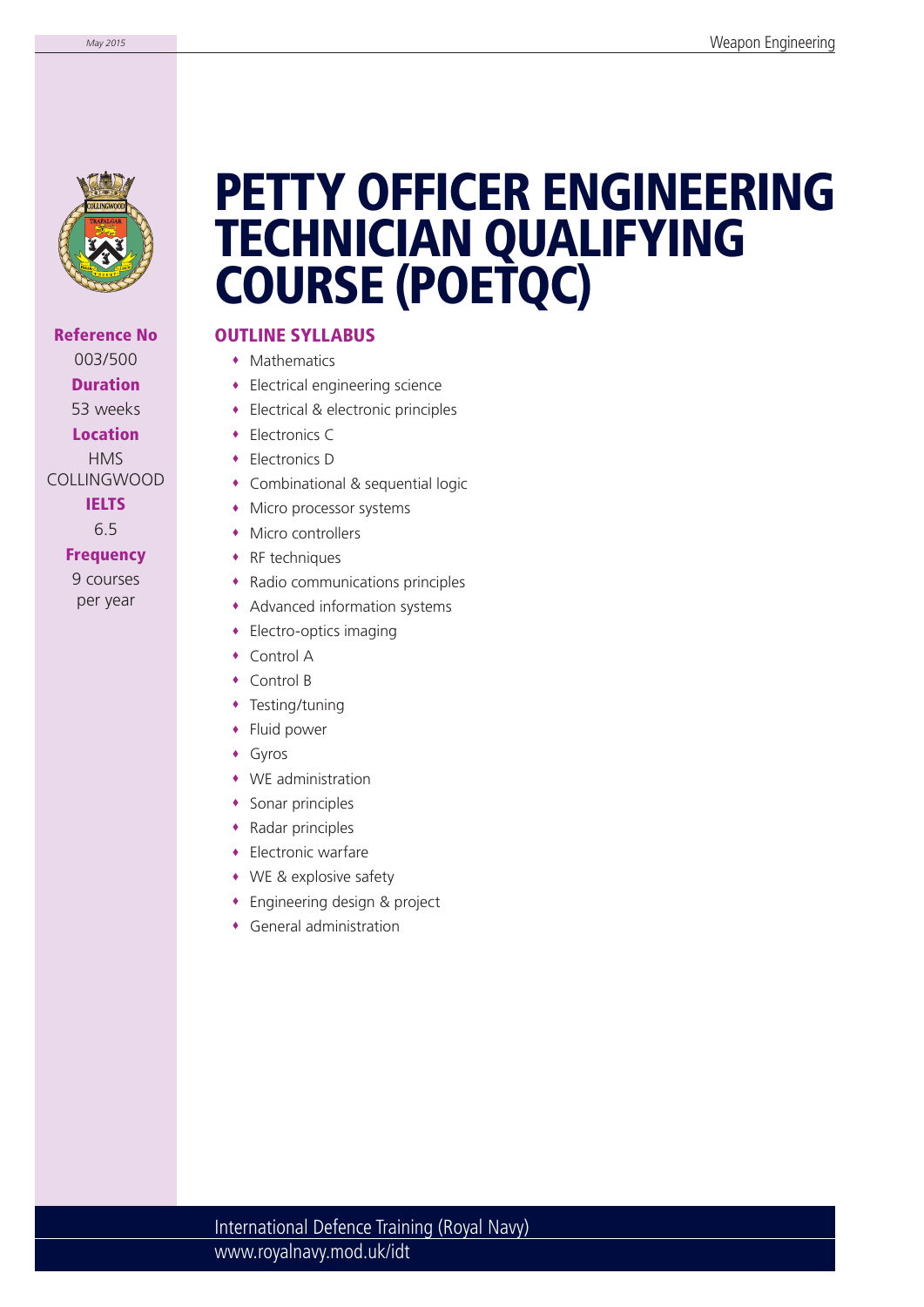# PETTY OFFICER ENGINEERING TECHNICIAN QUALIFYING COURSE (POETQC)

**Reference No**
003/500

**Duration**
53 weeks

**Location**
HMS COLLINGWOOD

**IELTS**
6.5

**Frequency**
9 courses per year

## OUTLINE SYLLABUS

- Mathematics
- Electrical engineering science
- Electrical & electronic principles
- Electronics C
- Electronics D
- Combinational & sequential logic
- Micro processor systems
- Micro controllers
- RF techniques
- Radio communications principles
- Advanced information systems
- Electro-optics imaging
- Control A
- Control B
- Testing/tuning
- Fluid power
- Gyros
- WE administration
- Sonar principles
- Radar principles
- Electronic warfare
- WE & explosive safety
- Engineering design & project
- General administration